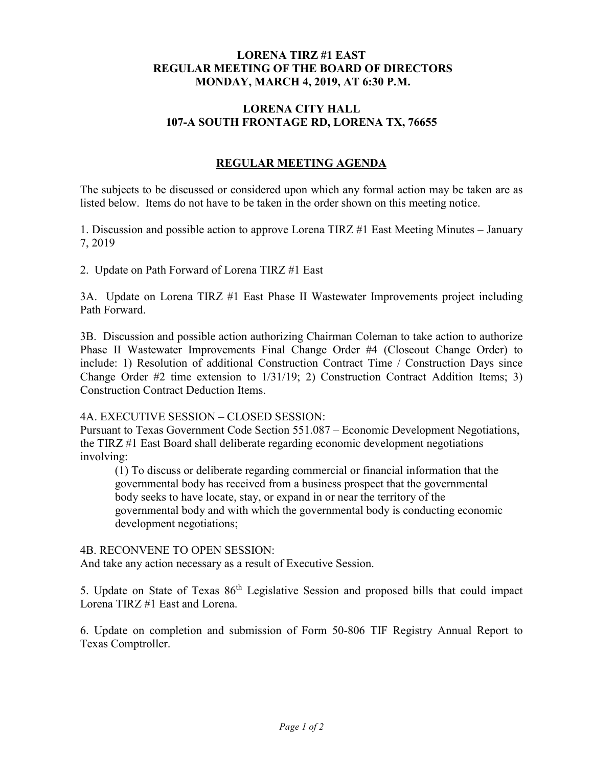**LORENA TIRZ #1 EAST**
**REGULAR MEETING OF THE BOARD OF DIRECTORS**
**MONDAY, MARCH 4, 2019, AT 6:30 P.M.**

**LORENA CITY HALL**
**107-A SOUTH FRONTAGE RD, LORENA TX, 76655**

## REGULAR MEETING AGENDA

The subjects to be discussed or considered upon which any formal action may be taken are as listed below. Items do not have to be taken in the order shown on this meeting notice.

1. Discussion and possible action to approve Lorena TIRZ #1 East Meeting Minutes – January 7, 2019

2. Update on Path Forward of Lorena TIRZ #1 East

3A. Update on Lorena TIRZ #1 East Phase II Wastewater Improvements project including Path Forward.

3B. Discussion and possible action authorizing Chairman Coleman to take action to authorize Phase II Wastewater Improvements Final Change Order #4 (Closeout Change Order) to include: 1) Resolution of additional Construction Contract Time / Construction Days since Change Order #2 time extension to 1/31/19; 2) Construction Contract Addition Items; 3) Construction Contract Deduction Items.

4A. EXECUTIVE SESSION – CLOSED SESSION:
Pursuant to Texas Government Code Section 551.087 – Economic Development Negotiations, the TIRZ #1 East Board shall deliberate regarding economic development negotiations involving:

> (1) To discuss or deliberate regarding commercial or financial information that the governmental body has received from a business prospect that the governmental body seeks to have locate, stay, or expand in or near the territory of the governmental body and with which the governmental body is conducting economic development negotiations;

4B. RECONVENE TO OPEN SESSION:
And take any action necessary as a result of Executive Session.

5. Update on State of Texas 86th Legislative Session and proposed bills that could impact Lorena TIRZ #1 East and Lorena.

6. Update on completion and submission of Form 50-806 TIF Registry Annual Report to Texas Comptroller.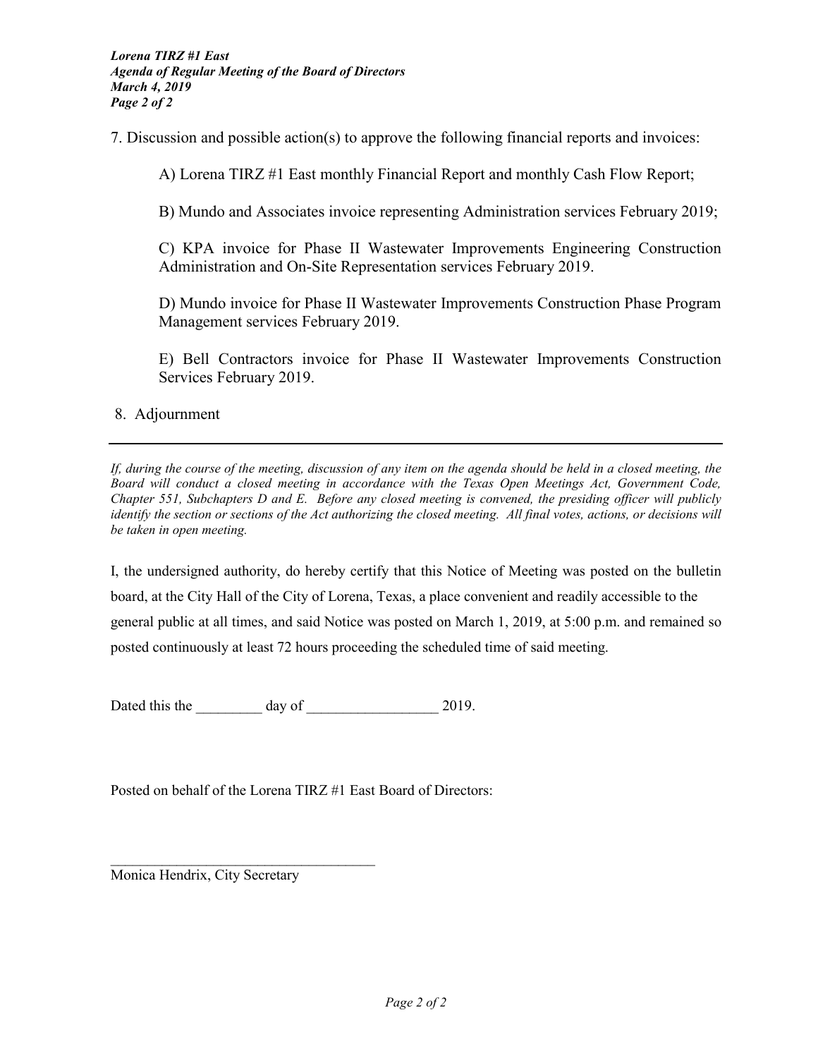7. Discussion and possible action(s) to approve the following financial reports and invoices:

A) Lorena TIRZ #1 East monthly Financial Report and monthly Cash Flow Report;

B) Mundo and Associates invoice representing Administration services February 2019;

C) KPA invoice for Phase II Wastewater Improvements Engineering Construction Administration and On-Site Representation services February 2019.

D) Mundo invoice for Phase II Wastewater Improvements Construction Phase Program Management services February 2019.

E) Bell Contractors invoice for Phase II Wastewater Improvements Construction Services February 2019.

8. Adjournment

---

*If, during the course of the meeting, discussion of any item on the agenda should be held in a closed meeting, the Board will conduct a closed meeting in accordance with the Texas Open Meetings Act, Government Code, Chapter 551, Subchapters D and E. Before any closed meeting is convened, the presiding officer will publicly identify the section or sections of the Act authorizing the closed meeting. All final votes, actions, or decisions will be taken in open meeting.*

I, the undersigned authority, do hereby certify that this Notice of Meeting was posted on the bulletin board, at the City Hall of the City of Lorena, Texas, a place convenient and readily accessible to the general public at all times, and said Notice was posted on March 1, 2019, at 5:00 p.m. and remained so posted continuously at least 72 hours proceeding the scheduled time of said meeting.

Dated this the _________ day of __________________ 2019.

Posted on behalf of the Lorena TIRZ #1 East Board of Directors:

______________________________________
Monica Hendrix, City Secretary